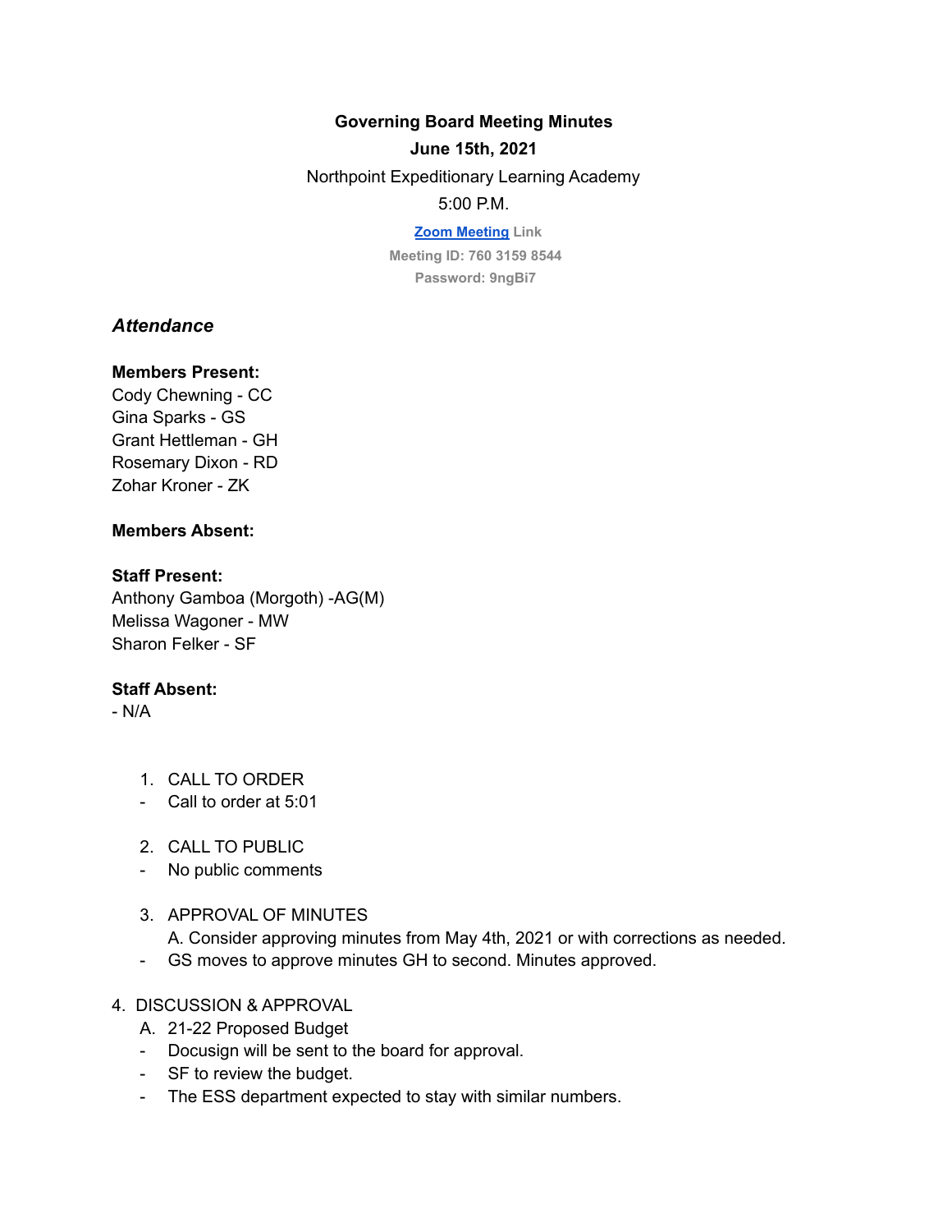**Governing Board Meeting Minutes**

**June 15th, 2021**

Northpoint Expeditionary Learning Academy

5:00 P.M.

**Zoom Meeting Link**

**Meeting ID: 760 3159 8544**

**Password: 9ngBi7**

## *Attendance*

**Members Present:**
Cody Chewning - CC
Gina Sparks - GS
Grant Hettleman - GH
Rosemary Dixon - RD
Zohar Kroner - ZK

**Members Absent:**

**Staff Present:**
Anthony Gamboa (Morgoth) -AG(M)
Melissa Wagoner - MW
Sharon Felker - SF

**Staff Absent:**
- N/A

1. CALL TO ORDER
   - Call to order at 5:01

2. CALL TO PUBLIC
   - No public comments

3. APPROVAL OF MINUTES
   A. Consider approving minutes from May 4th, 2021 or with corrections as needed.
   - GS moves to approve minutes GH to second. Minutes approved.

4. DISCUSSION & APPROVAL
   A. 21-22 Proposed Budget
   - Docusign will be sent to the board for approval.
   - SF to review the budget.
   - The ESS department expected to stay with similar numbers.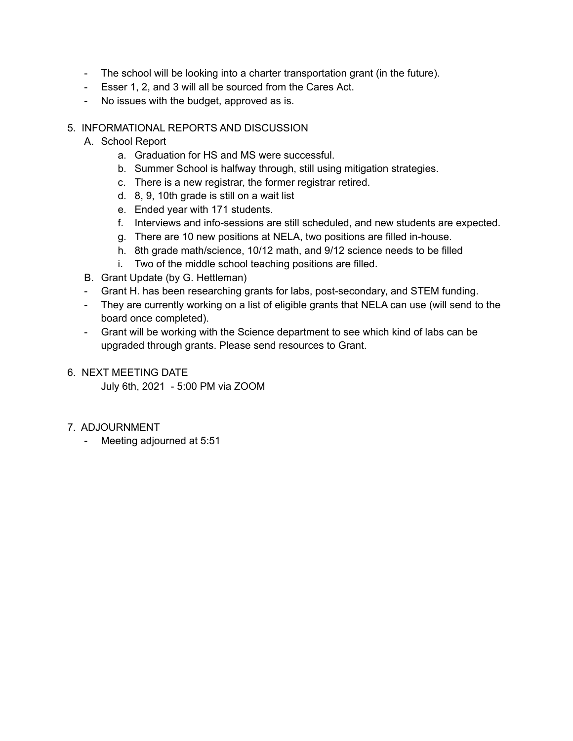- The school will be looking into a charter transportation grant (in the future).
- Esser 1, 2, and 3 will all be sourced from the Cares Act.
- No issues with the budget, approved as is.

5. INFORMATIONAL REPORTS AND DISCUSSION
   A. School Report
      a. Graduation for HS and MS were successful.
      b. Summer School is halfway through, still using mitigation strategies.
      c. There is a new registrar, the former registrar retired.
      d. 8, 9, 10th grade is still on a wait list
      e. Ended year with 171 students.
      f. Interviews and info-sessions are still scheduled, and new students are expected.
      g. There are 10 new positions at NELA, two positions are filled in-house.
      h. 8th grade math/science, 10/12 math, and 9/12 science needs to be filled
      i. Two of the middle school teaching positions are filled.

   B. Grant Update (by G. Hettleman)
   - Grant H. has been researching grants for labs, post-secondary, and STEM funding.
   - They are currently working on a list of eligible grants that NELA can use (will send to the board once completed).
   - Grant will be working with the Science department to see which kind of labs can be upgraded through grants. Please send resources to Grant.

6. NEXT MEETING DATE

   July 6th, 2021 - 5:00 PM via ZOOM

7. ADJOURNMENT
   - Meeting adjourned at 5:51